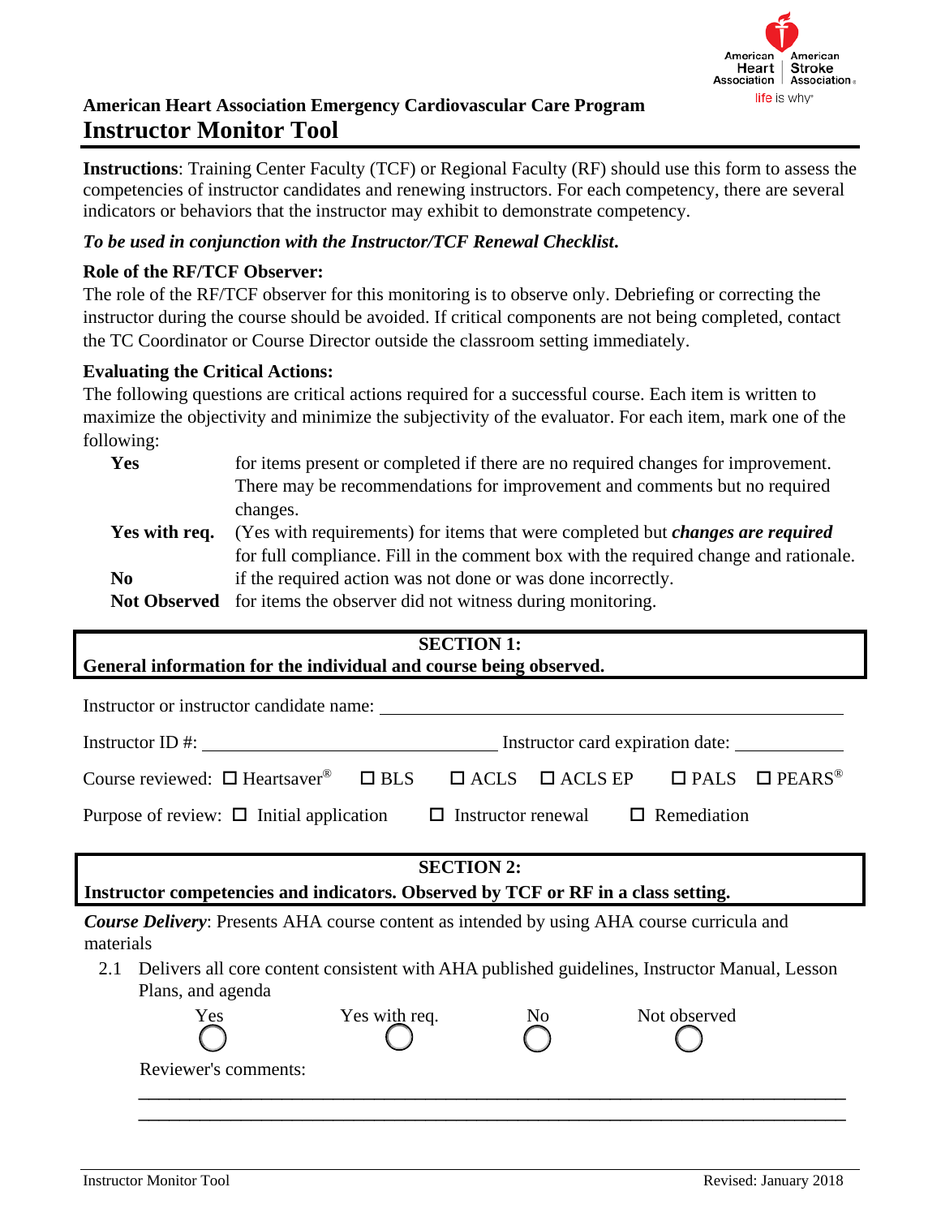## American Heart Association Emergency Cardiovascular Care Program

# Instructor Monitor Tool

**Instructions**: Training Center Faculty (TCF) or Regional Faculty (RF) should use this form to assess the competencies of instructor candidates and renewing instructors. For each competency, there are several indicators or behaviors that the instructor may exhibit to demonstrate competency.

***To be used in conjunction with the Instructor/TCF Renewal Checklist.***

**Role of the RF/TCF Observer:**

The role of the RF/TCF observer for this monitoring is to observe only. Debriefing or correcting the instructor during the course should be avoided. If critical components are not being completed, contact the TC Coordinator or Course Director outside the classroom setting immediately.

**Evaluating the Critical Actions:**

The following questions are critical actions required for a successful course. Each item is written to maximize the objectivity and minimize the subjectivity of the evaluator. For each item, mark one of the following:

| | |
|---|---|
| **Yes** | for items present or completed if there are no required changes for improvement. There may be recommendations for improvement and comments but no required changes. |
| **Yes with req.** | (Yes with requirements) for items that were completed but ***changes are required*** for full compliance. Fill in the comment box with the required change and rationale. |
| **No** | if the required action was not done or was done incorrectly. |
| **Not Observed** | for items the observer did not witness during monitoring. |

**SECTION 1:**
**General information for the individual and course being observed.**

Instructor or instructor candidate name: ______________________________

Instructor ID #: ____________________ Instructor card expiration date: ____________

Course reviewed: ☐ Heartsaver® ☐ BLS ☐ ACLS ☐ ACLS EP ☐ PALS ☐ PEARS®

Purpose of review: ☐ Initial application ☐ Instructor renewal ☐ Remediation

**SECTION 2:**
**Instructor competencies and indicators. Observed by TCF or RF in a class setting.**

***Course Delivery***: Presents AHA course content as intended by using AHA course curricula and materials

2.1 Delivers all core content consistent with AHA published guidelines, Instructor Manual, Lesson Plans, and agenda

◯ Yes ◯ Yes with req. ◯ No ◯ Not observed

Reviewer's comments:

______________________________________________________________________

______________________________________________________________________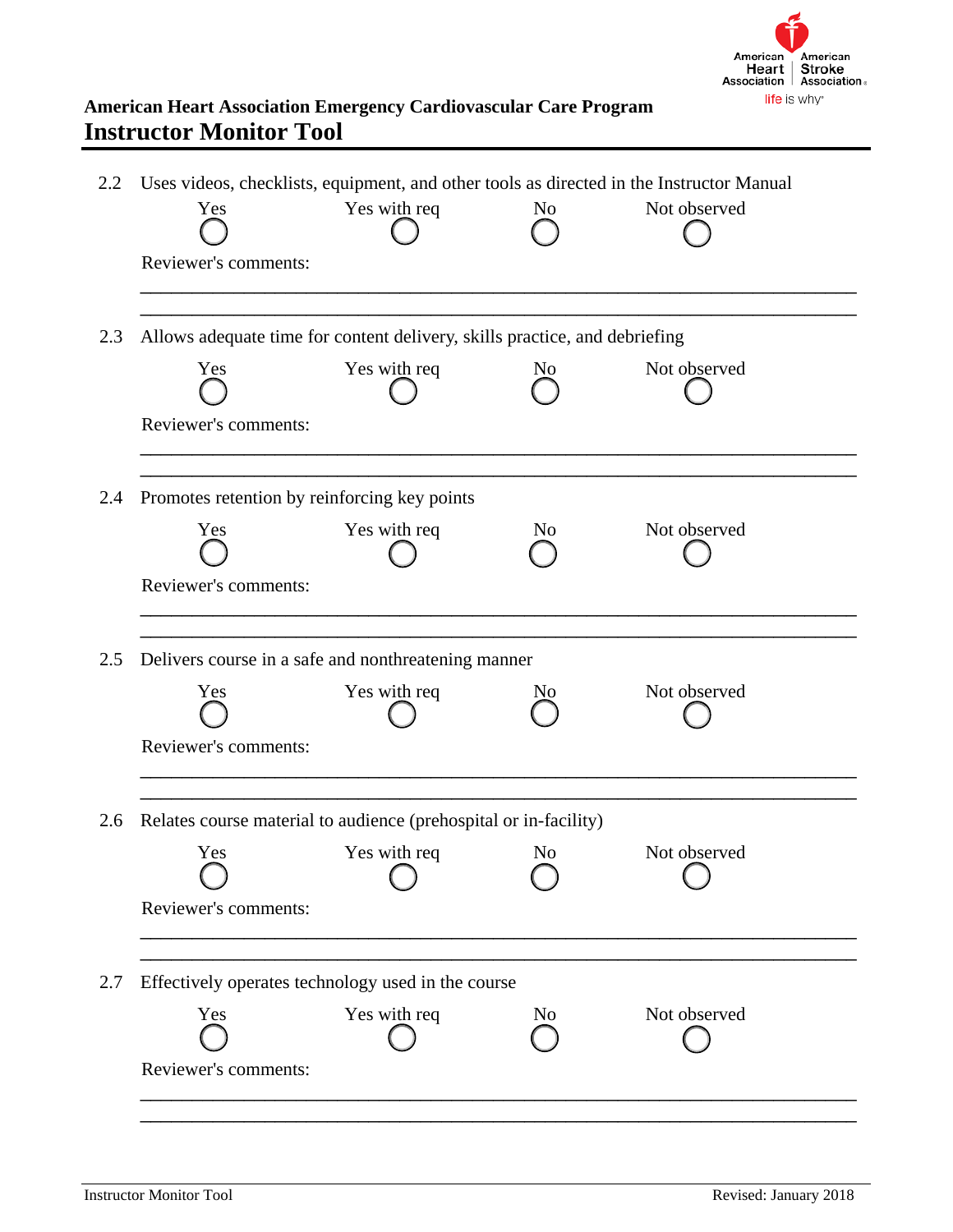**American Heart Association Emergency Cardiovascular Care Program**

# Instructor Monitor Tool

2.2 Uses videos, checklists, equipment, and other tools as directed in the Instructor Manual

Yes ◯ Yes with req ◯ No ◯ Not observed ◯

Reviewer's comments:

\_\_\_\_\_\_\_\_\_\_\_\_\_\_\_\_\_\_\_\_\_\_\_\_\_\_\_\_\_\_\_\_\_\_\_\_\_\_\_\_\_\_\_\_\_\_\_\_\_\_\_\_\_\_\_\_\_\_\_\_\_\_\_\_\_\_\_\_\_\_

\_\_\_\_\_\_\_\_\_\_\_\_\_\_\_\_\_\_\_\_\_\_\_\_\_\_\_\_\_\_\_\_\_\_\_\_\_\_\_\_\_\_\_\_\_\_\_\_\_\_\_\_\_\_\_\_\_\_\_\_\_\_\_\_\_\_\_\_\_\_

2.3 Allows adequate time for content delivery, skills practice, and debriefing

Yes ◯ Yes with req ◯ No ◯ Not observed ◯

Reviewer's comments:

\_\_\_\_\_\_\_\_\_\_\_\_\_\_\_\_\_\_\_\_\_\_\_\_\_\_\_\_\_\_\_\_\_\_\_\_\_\_\_\_\_\_\_\_\_\_\_\_\_\_\_\_\_\_\_\_\_\_\_\_\_\_\_\_\_\_\_\_\_\_

\_\_\_\_\_\_\_\_\_\_\_\_\_\_\_\_\_\_\_\_\_\_\_\_\_\_\_\_\_\_\_\_\_\_\_\_\_\_\_\_\_\_\_\_\_\_\_\_\_\_\_\_\_\_\_\_\_\_\_\_\_\_\_\_\_\_\_\_\_\_

2.4 Promotes retention by reinforcing key points

Yes ◯ Yes with req ◯ No ◯ Not observed ◯

Reviewer's comments:

\_\_\_\_\_\_\_\_\_\_\_\_\_\_\_\_\_\_\_\_\_\_\_\_\_\_\_\_\_\_\_\_\_\_\_\_\_\_\_\_\_\_\_\_\_\_\_\_\_\_\_\_\_\_\_\_\_\_\_\_\_\_\_\_\_\_\_\_\_\_

\_\_\_\_\_\_\_\_\_\_\_\_\_\_\_\_\_\_\_\_\_\_\_\_\_\_\_\_\_\_\_\_\_\_\_\_\_\_\_\_\_\_\_\_\_\_\_\_\_\_\_\_\_\_\_\_\_\_\_\_\_\_\_\_\_\_\_\_\_\_

2.5 Delivers course in a safe and nonthreatening manner

Yes ◯ Yes with req ◯ No ◯ Not observed ◯

Reviewer's comments:

\_\_\_\_\_\_\_\_\_\_\_\_\_\_\_\_\_\_\_\_\_\_\_\_\_\_\_\_\_\_\_\_\_\_\_\_\_\_\_\_\_\_\_\_\_\_\_\_\_\_\_\_\_\_\_\_\_\_\_\_\_\_\_\_\_\_\_\_\_\_

\_\_\_\_\_\_\_\_\_\_\_\_\_\_\_\_\_\_\_\_\_\_\_\_\_\_\_\_\_\_\_\_\_\_\_\_\_\_\_\_\_\_\_\_\_\_\_\_\_\_\_\_\_\_\_\_\_\_\_\_\_\_\_\_\_\_\_\_\_\_

2.6 Relates course material to audience (prehospital or in-facility)

Yes ◯ Yes with req ◯ No ◯ Not observed ◯

Reviewer's comments:

\_\_\_\_\_\_\_\_\_\_\_\_\_\_\_\_\_\_\_\_\_\_\_\_\_\_\_\_\_\_\_\_\_\_\_\_\_\_\_\_\_\_\_\_\_\_\_\_\_\_\_\_\_\_\_\_\_\_\_\_\_\_\_\_\_\_\_\_\_\_

\_\_\_\_\_\_\_\_\_\_\_\_\_\_\_\_\_\_\_\_\_\_\_\_\_\_\_\_\_\_\_\_\_\_\_\_\_\_\_\_\_\_\_\_\_\_\_\_\_\_\_\_\_\_\_\_\_\_\_\_\_\_\_\_\_\_\_\_\_\_

2.7 Effectively operates technology used in the course

Yes ◯ Yes with req ◯ No ◯ Not observed ◯

Reviewer's comments:

\_\_\_\_\_\_\_\_\_\_\_\_\_\_\_\_\_\_\_\_\_\_\_\_\_\_\_\_\_\_\_\_\_\_\_\_\_\_\_\_\_\_\_\_\_\_\_\_\_\_\_\_\_\_\_\_\_\_\_\_\_\_\_\_\_\_\_\_\_\_

\_\_\_\_\_\_\_\_\_\_\_\_\_\_\_\_\_\_\_\_\_\_\_\_\_\_\_\_\_\_\_\_\_\_\_\_\_\_\_\_\_\_\_\_\_\_\_\_\_\_\_\_\_\_\_\_\_\_\_\_\_\_\_\_\_\_\_\_\_\_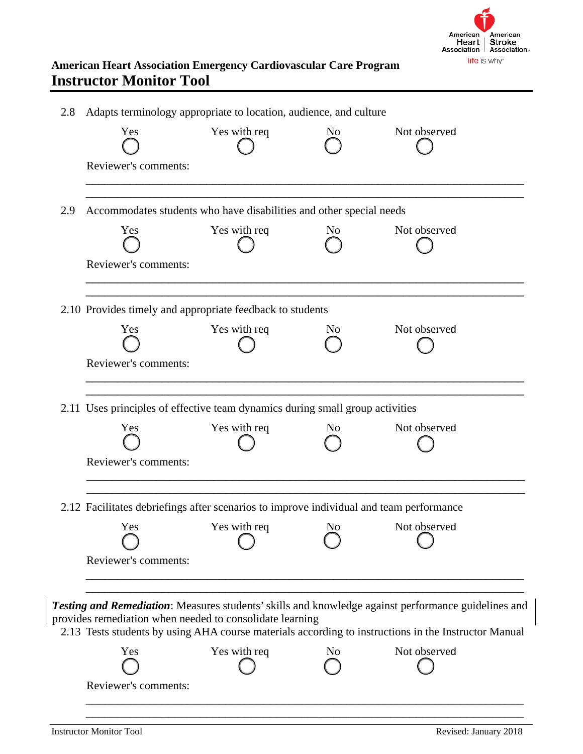2.8 Adapts terminology appropriate to location, audience, and culture

Yes ◯ Yes with req ◯ No ◯ Not observed ◯

Reviewer's comments:

\_\_\_\_\_\_\_\_\_\_\_\_\_\_\_\_\_\_\_\_\_\_\_\_\_\_\_\_\_\_\_\_\_\_\_\_\_\_\_\_\_\_\_\_\_\_\_\_\_\_\_\_\_\_\_\_\_\_\_\_\_\_\_\_\_\_\_\_\_\_

\_\_\_\_\_\_\_\_\_\_\_\_\_\_\_\_\_\_\_\_\_\_\_\_\_\_\_\_\_\_\_\_\_\_\_\_\_\_\_\_\_\_\_\_\_\_\_\_\_\_\_\_\_\_\_\_\_\_\_\_\_\_\_\_\_\_\_\_\_\_

2.9 Accommodates students who have disabilities and other special needs

Yes ◯ Yes with req ◯ No ◯ Not observed ◯

Reviewer's comments:

\_\_\_\_\_\_\_\_\_\_\_\_\_\_\_\_\_\_\_\_\_\_\_\_\_\_\_\_\_\_\_\_\_\_\_\_\_\_\_\_\_\_\_\_\_\_\_\_\_\_\_\_\_\_\_\_\_\_\_\_\_\_\_\_\_\_\_\_\_\_

\_\_\_\_\_\_\_\_\_\_\_\_\_\_\_\_\_\_\_\_\_\_\_\_\_\_\_\_\_\_\_\_\_\_\_\_\_\_\_\_\_\_\_\_\_\_\_\_\_\_\_\_\_\_\_\_\_\_\_\_\_\_\_\_\_\_\_\_\_\_

2.10 Provides timely and appropriate feedback to students

Yes ◯ Yes with req ◯ No ◯ Not observed ◯

Reviewer's comments:

\_\_\_\_\_\_\_\_\_\_\_\_\_\_\_\_\_\_\_\_\_\_\_\_\_\_\_\_\_\_\_\_\_\_\_\_\_\_\_\_\_\_\_\_\_\_\_\_\_\_\_\_\_\_\_\_\_\_\_\_\_\_\_\_\_\_\_\_\_\_

\_\_\_\_\_\_\_\_\_\_\_\_\_\_\_\_\_\_\_\_\_\_\_\_\_\_\_\_\_\_\_\_\_\_\_\_\_\_\_\_\_\_\_\_\_\_\_\_\_\_\_\_\_\_\_\_\_\_\_\_\_\_\_\_\_\_\_\_\_\_

2.11 Uses principles of effective team dynamics during small group activities

Yes ◯ Yes with req ◯ No ◯ Not observed ◯

Reviewer's comments:

\_\_\_\_\_\_\_\_\_\_\_\_\_\_\_\_\_\_\_\_\_\_\_\_\_\_\_\_\_\_\_\_\_\_\_\_\_\_\_\_\_\_\_\_\_\_\_\_\_\_\_\_\_\_\_\_\_\_\_\_\_\_\_\_\_\_\_\_\_\_

\_\_\_\_\_\_\_\_\_\_\_\_\_\_\_\_\_\_\_\_\_\_\_\_\_\_\_\_\_\_\_\_\_\_\_\_\_\_\_\_\_\_\_\_\_\_\_\_\_\_\_\_\_\_\_\_\_\_\_\_\_\_\_\_\_\_\_\_\_\_

2.12 Facilitates debriefings after scenarios to improve individual and team performance

Yes ◯ Yes with req ◯ No ◯ Not observed ◯

Reviewer's comments:

\_\_\_\_\_\_\_\_\_\_\_\_\_\_\_\_\_\_\_\_\_\_\_\_\_\_\_\_\_\_\_\_\_\_\_\_\_\_\_\_\_\_\_\_\_\_\_\_\_\_\_\_\_\_\_\_\_\_\_\_\_\_\_\_\_\_\_\_\_\_

\_\_\_\_\_\_\_\_\_\_\_\_\_\_\_\_\_\_\_\_\_\_\_\_\_\_\_\_\_\_\_\_\_\_\_\_\_\_\_\_\_\_\_\_\_\_\_\_\_\_\_\_\_\_\_\_\_\_\_\_\_\_\_\_\_\_\_\_\_\_

***Testing and Remediation***: Measures students' skills and knowledge against performance guidelines and provides remediation when needed to consolidate learning

2.13 Tests students by using AHA course materials according to instructions in the Instructor Manual

Yes ◯ Yes with req ◯ No ◯ Not observed ◯

Reviewer's comments:

\_\_\_\_\_\_\_\_\_\_\_\_\_\_\_\_\_\_\_\_\_\_\_\_\_\_\_\_\_\_\_\_\_\_\_\_\_\_\_\_\_\_\_\_\_\_\_\_\_\_\_\_\_\_\_\_\_\_\_\_\_\_\_\_\_\_\_\_\_\_

\_\_\_\_\_\_\_\_\_\_\_\_\_\_\_\_\_\_\_\_\_\_\_\_\_\_\_\_\_\_\_\_\_\_\_\_\_\_\_\_\_\_\_\_\_\_\_\_\_\_\_\_\_\_\_\_\_\_\_\_\_\_\_\_\_\_\_\_\_\_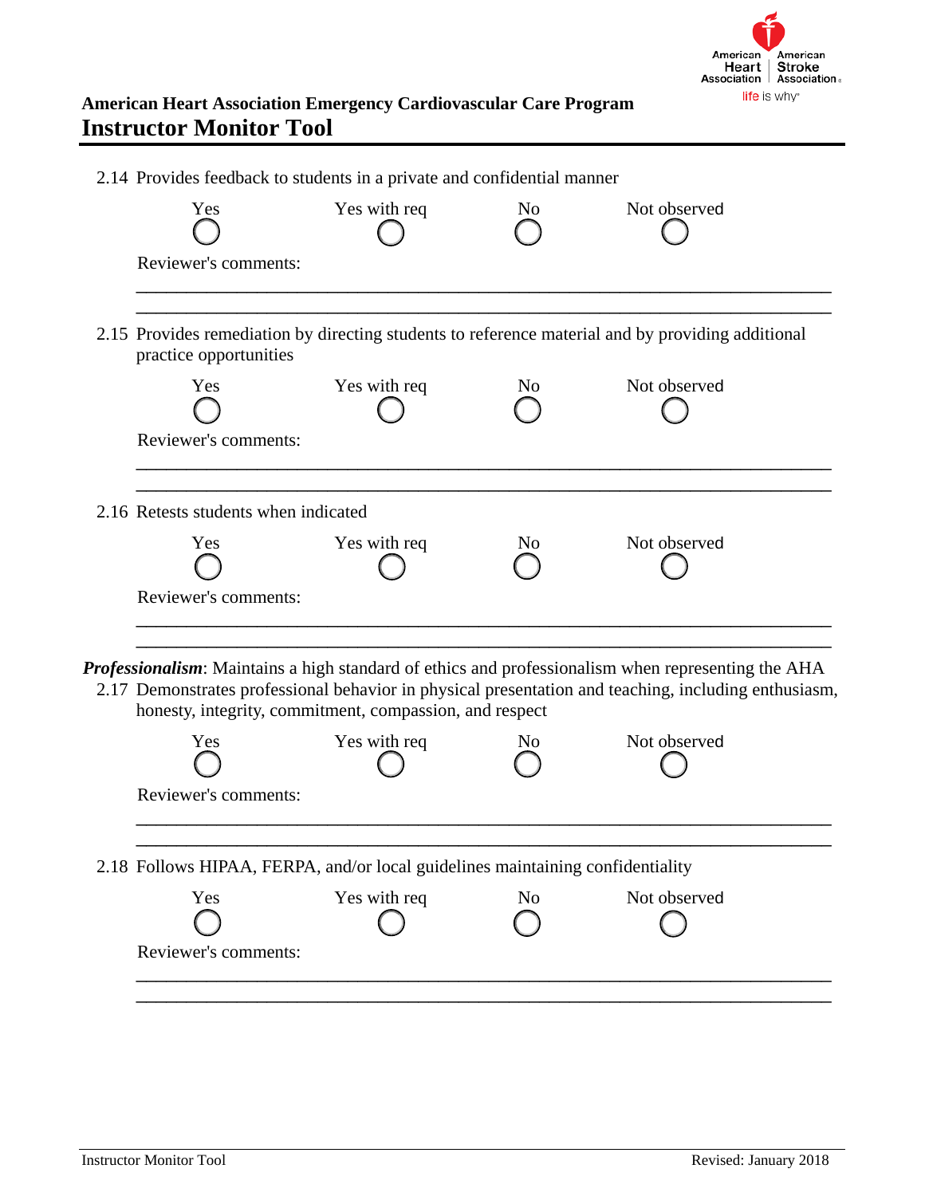**American Heart Association Emergency Cardiovascular Care Program**
# Instructor Monitor Tool

2.14 Provides feedback to students in a private and confidential manner

| Yes | Yes with req | No | Not observed |
|---|---|---|---|
| ◯ | ◯ | ◯ | ◯ |

Reviewer's comments:

\_\_\_\_\_\_\_\_\_\_\_\_\_\_\_\_\_\_\_\_\_\_\_\_\_\_\_\_\_\_\_\_\_\_\_\_\_\_\_\_\_\_\_\_\_\_\_\_\_\_\_\_\_\_\_\_\_\_\_\_\_\_\_\_\_\_\_\_\_\_\_\_\_\_

\_\_\_\_\_\_\_\_\_\_\_\_\_\_\_\_\_\_\_\_\_\_\_\_\_\_\_\_\_\_\_\_\_\_\_\_\_\_\_\_\_\_\_\_\_\_\_\_\_\_\_\_\_\_\_\_\_\_\_\_\_\_\_\_\_\_\_\_\_\_\_\_\_\_

2.15 Provides remediation by directing students to reference material and by providing additional practice opportunities

| Yes | Yes with req | No | Not observed |
|---|---|---|---|
| ◯ | ◯ | ◯ | ◯ |

Reviewer's comments:

\_\_\_\_\_\_\_\_\_\_\_\_\_\_\_\_\_\_\_\_\_\_\_\_\_\_\_\_\_\_\_\_\_\_\_\_\_\_\_\_\_\_\_\_\_\_\_\_\_\_\_\_\_\_\_\_\_\_\_\_\_\_\_\_\_\_\_\_\_\_\_\_\_\_

\_\_\_\_\_\_\_\_\_\_\_\_\_\_\_\_\_\_\_\_\_\_\_\_\_\_\_\_\_\_\_\_\_\_\_\_\_\_\_\_\_\_\_\_\_\_\_\_\_\_\_\_\_\_\_\_\_\_\_\_\_\_\_\_\_\_\_\_\_\_\_\_\_\_

2.16 Retests students when indicated

| Yes | Yes with req | No | Not observed |
|---|---|---|---|
| ◯ | ◯ | ◯ | ◯ |

Reviewer's comments:

\_\_\_\_\_\_\_\_\_\_\_\_\_\_\_\_\_\_\_\_\_\_\_\_\_\_\_\_\_\_\_\_\_\_\_\_\_\_\_\_\_\_\_\_\_\_\_\_\_\_\_\_\_\_\_\_\_\_\_\_\_\_\_\_\_\_\_\_\_\_\_\_\_\_

\_\_\_\_\_\_\_\_\_\_\_\_\_\_\_\_\_\_\_\_\_\_\_\_\_\_\_\_\_\_\_\_\_\_\_\_\_\_\_\_\_\_\_\_\_\_\_\_\_\_\_\_\_\_\_\_\_\_\_\_\_\_\_\_\_\_\_\_\_\_\_\_\_\_

***Professionalism***: Maintains a high standard of ethics and professionalism when representing the AHA

2.17 Demonstrates professional behavior in physical presentation and teaching, including enthusiasm, honesty, integrity, commitment, compassion, and respect

| Yes | Yes with req | No | Not observed |
|---|---|---|---|
| ◯ | ◯ | ◯ | ◯ |

Reviewer's comments:

\_\_\_\_\_\_\_\_\_\_\_\_\_\_\_\_\_\_\_\_\_\_\_\_\_\_\_\_\_\_\_\_\_\_\_\_\_\_\_\_\_\_\_\_\_\_\_\_\_\_\_\_\_\_\_\_\_\_\_\_\_\_\_\_\_\_\_\_\_\_\_\_\_\_

\_\_\_\_\_\_\_\_\_\_\_\_\_\_\_\_\_\_\_\_\_\_\_\_\_\_\_\_\_\_\_\_\_\_\_\_\_\_\_\_\_\_\_\_\_\_\_\_\_\_\_\_\_\_\_\_\_\_\_\_\_\_\_\_\_\_\_\_\_\_\_\_\_\_

2.18 Follows HIPAA, FERPA, and/or local guidelines maintaining confidentiality

| Yes | Yes with req | No | Not observed |
|---|---|---|---|
| ◯ | ◯ | ◯ | ◯ |

Reviewer's comments:

\_\_\_\_\_\_\_\_\_\_\_\_\_\_\_\_\_\_\_\_\_\_\_\_\_\_\_\_\_\_\_\_\_\_\_\_\_\_\_\_\_\_\_\_\_\_\_\_\_\_\_\_\_\_\_\_\_\_\_\_\_\_\_\_\_\_\_\_\_\_\_\_\_\_

\_\_\_\_\_\_\_\_\_\_\_\_\_\_\_\_\_\_\_\_\_\_\_\_\_\_\_\_\_\_\_\_\_\_\_\_\_\_\_\_\_\_\_\_\_\_\_\_\_\_\_\_\_\_\_\_\_\_\_\_\_\_\_\_\_\_\_\_\_\_\_\_\_\_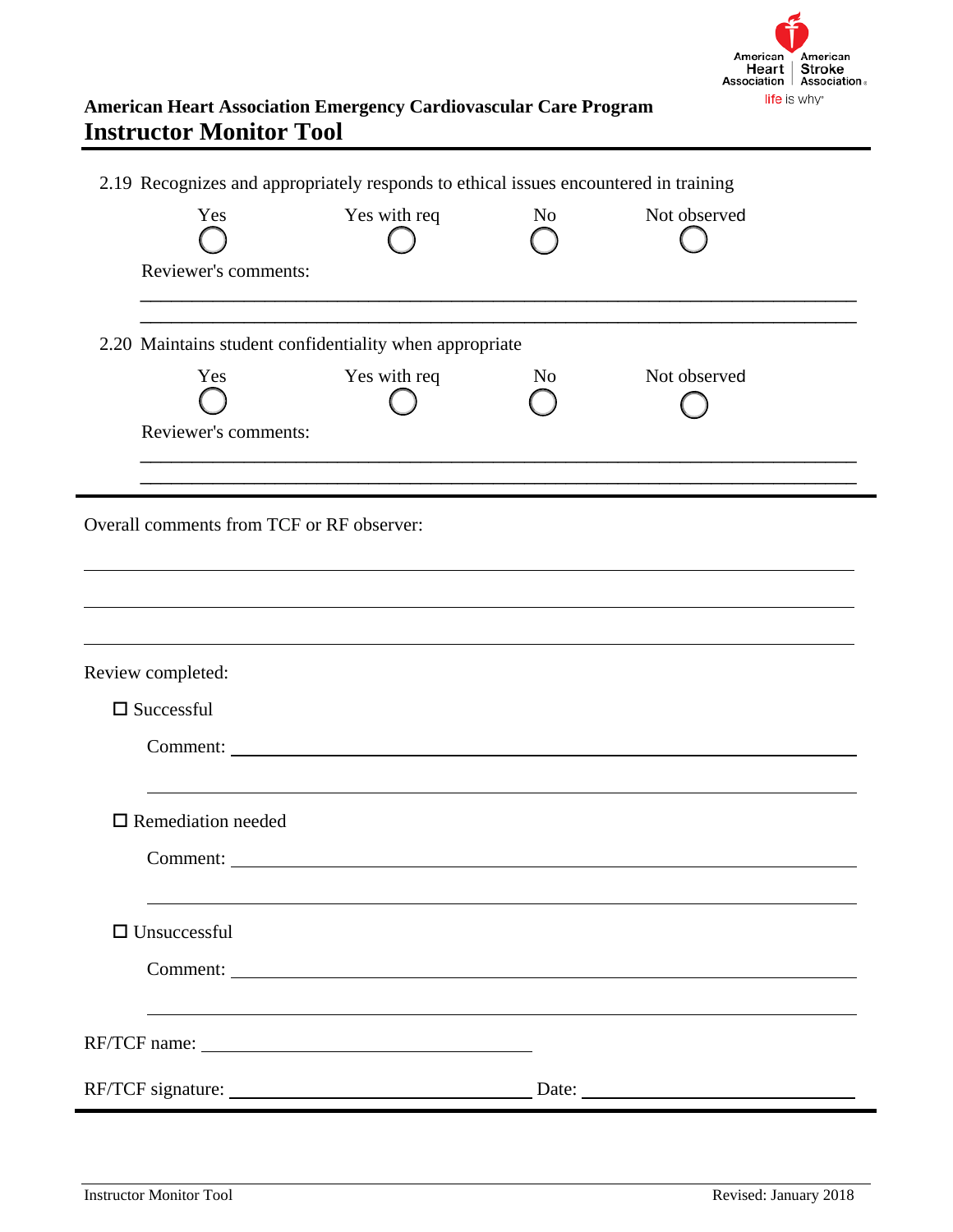**American Heart Association Emergency Cardiovascular Care Program**

# Instructor Monitor Tool

2.19 Recognizes and appropriately responds to ethical issues encountered in training

| Yes | Yes with req | No | Not observed |
|---|---|---|---|
| ◯ | ◯ | ◯ | ◯ |

Reviewer's comments:

\_\_\_\_\_\_\_\_\_\_\_\_\_\_\_\_\_\_\_\_\_\_\_\_\_\_\_\_\_\_\_\_\_\_\_\_\_\_\_\_\_\_\_\_\_\_\_\_\_\_\_\_\_\_\_\_\_\_\_\_\_\_\_\_\_\_\_\_\_\_

\_\_\_\_\_\_\_\_\_\_\_\_\_\_\_\_\_\_\_\_\_\_\_\_\_\_\_\_\_\_\_\_\_\_\_\_\_\_\_\_\_\_\_\_\_\_\_\_\_\_\_\_\_\_\_\_\_\_\_\_\_\_\_\_\_\_\_\_\_\_

2.20 Maintains student confidentiality when appropriate

| Yes | Yes with req | No | Not observed |
|---|---|---|---|
| ◯ | ◯ | ◯ | ◯ |

Reviewer's comments:

\_\_\_\_\_\_\_\_\_\_\_\_\_\_\_\_\_\_\_\_\_\_\_\_\_\_\_\_\_\_\_\_\_\_\_\_\_\_\_\_\_\_\_\_\_\_\_\_\_\_\_\_\_\_\_\_\_\_\_\_\_\_\_\_\_\_\_\_\_\_

\_\_\_\_\_\_\_\_\_\_\_\_\_\_\_\_\_\_\_\_\_\_\_\_\_\_\_\_\_\_\_\_\_\_\_\_\_\_\_\_\_\_\_\_\_\_\_\_\_\_\_\_\_\_\_\_\_\_\_\_\_\_\_\_\_\_\_\_\_\_

---

Overall comments from TCF or RF observer:

\_\_\_\_\_\_\_\_\_\_\_\_\_\_\_\_\_\_\_\_\_\_\_\_\_\_\_\_\_\_\_\_\_\_\_\_\_\_\_\_\_\_\_\_\_\_\_\_\_\_\_\_\_\_\_\_\_\_\_\_\_\_\_\_\_\_\_\_\_\_

\_\_\_\_\_\_\_\_\_\_\_\_\_\_\_\_\_\_\_\_\_\_\_\_\_\_\_\_\_\_\_\_\_\_\_\_\_\_\_\_\_\_\_\_\_\_\_\_\_\_\_\_\_\_\_\_\_\_\_\_\_\_\_\_\_\_\_\_\_\_

\_\_\_\_\_\_\_\_\_\_\_\_\_\_\_\_\_\_\_\_\_\_\_\_\_\_\_\_\_\_\_\_\_\_\_\_\_\_\_\_\_\_\_\_\_\_\_\_\_\_\_\_\_\_\_\_\_\_\_\_\_\_\_\_\_\_\_\_\_\_

Review completed:

☐ Successful

Comment: \_\_\_\_\_\_\_\_\_\_\_\_\_\_\_\_\_\_\_\_\_\_\_\_\_\_\_\_\_\_\_\_\_\_\_\_\_\_\_\_\_\_\_\_\_\_\_\_\_\_\_\_\_\_\_\_\_\_

\_\_\_\_\_\_\_\_\_\_\_\_\_\_\_\_\_\_\_\_\_\_\_\_\_\_\_\_\_\_\_\_\_\_\_\_\_\_\_\_\_\_\_\_\_\_\_\_\_\_\_\_\_\_\_\_\_\_\_\_\_\_\_\_\_

☐ Remediation needed

Comment: \_\_\_\_\_\_\_\_\_\_\_\_\_\_\_\_\_\_\_\_\_\_\_\_\_\_\_\_\_\_\_\_\_\_\_\_\_\_\_\_\_\_\_\_\_\_\_\_\_\_\_\_\_\_\_\_\_\_

\_\_\_\_\_\_\_\_\_\_\_\_\_\_\_\_\_\_\_\_\_\_\_\_\_\_\_\_\_\_\_\_\_\_\_\_\_\_\_\_\_\_\_\_\_\_\_\_\_\_\_\_\_\_\_\_\_\_\_\_\_\_\_\_\_

☐ Unsuccessful

Comment: \_\_\_\_\_\_\_\_\_\_\_\_\_\_\_\_\_\_\_\_\_\_\_\_\_\_\_\_\_\_\_\_\_\_\_\_\_\_\_\_\_\_\_\_\_\_\_\_\_\_\_\_\_\_\_\_\_\_

\_\_\_\_\_\_\_\_\_\_\_\_\_\_\_\_\_\_\_\_\_\_\_\_\_\_\_\_\_\_\_\_\_\_\_\_\_\_\_\_\_\_\_\_\_\_\_\_\_\_\_\_\_\_\_\_\_\_\_\_\_\_\_\_\_

RF/TCF name: \_\_\_\_\_\_\_\_\_\_\_\_\_\_\_\_\_\_\_\_\_\_\_\_\_\_\_\_\_\_\_\_\_\_\_\_

RF/TCF signature: \_\_\_\_\_\_\_\_\_\_\_\_\_\_\_\_\_\_\_\_\_\_\_\_\_\_\_\_\_\_\_\_\_\_ Date: \_\_\_\_\_\_\_\_\_\_\_\_\_\_\_\_\_\_\_\_\_\_\_\_\_\_\_\_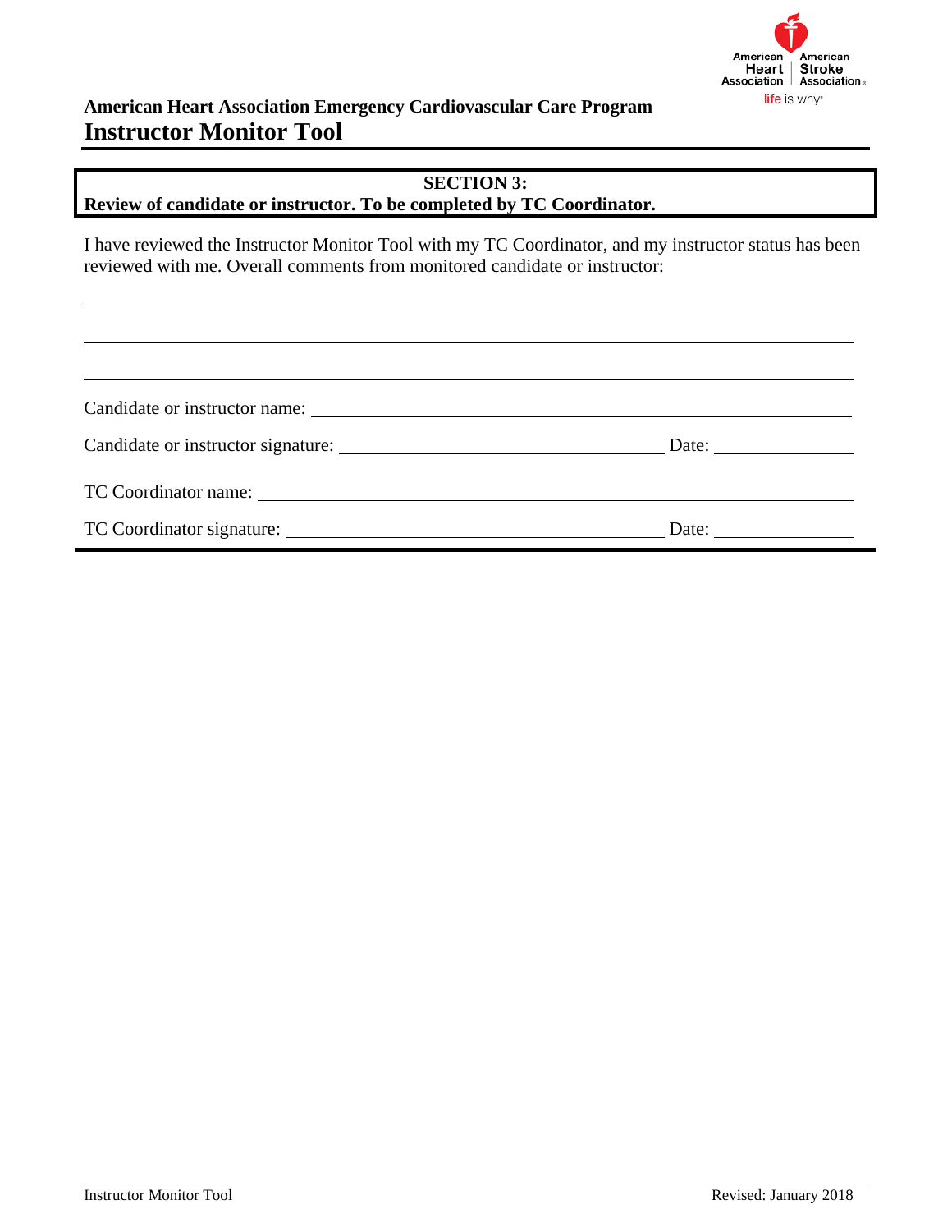**American Heart Association Emergency Cardiovascular Care Program**

# Instructor Monitor Tool

**SECTION 3:**
**Review of candidate or instructor. To be completed by TC Coordinator.**

I have reviewed the Instructor Monitor Tool with my TC Coordinator, and my instructor status has been reviewed with me. Overall comments from monitored candidate or instructor:

\_\_\_\_\_\_\_\_\_\_\_\_\_\_\_\_\_\_\_\_\_\_\_\_\_\_\_\_\_\_\_\_\_\_\_\_\_\_\_\_\_\_\_\_\_\_\_\_\_\_\_\_\_\_\_\_\_\_\_\_

\_\_\_\_\_\_\_\_\_\_\_\_\_\_\_\_\_\_\_\_\_\_\_\_\_\_\_\_\_\_\_\_\_\_\_\_\_\_\_\_\_\_\_\_\_\_\_\_\_\_\_\_\_\_\_\_\_\_\_\_

\_\_\_\_\_\_\_\_\_\_\_\_\_\_\_\_\_\_\_\_\_\_\_\_\_\_\_\_\_\_\_\_\_\_\_\_\_\_\_\_\_\_\_\_\_\_\_\_\_\_\_\_\_\_\_\_\_\_\_\_

Candidate or instructor name: \_\_\_\_\_\_\_\_\_\_\_\_\_\_\_\_\_\_\_\_\_\_\_\_\_\_\_\_\_\_\_\_\_\_\_\_\_\_\_\_

Candidate or instructor signature: \_\_\_\_\_\_\_\_\_\_\_\_\_\_\_\_\_\_\_\_\_\_\_\_\_\_ Date: \_\_\_\_\_\_\_\_\_\_

TC Coordinator name: \_\_\_\_\_\_\_\_\_\_\_\_\_\_\_\_\_\_\_\_\_\_\_\_\_\_\_\_\_\_\_\_\_\_\_\_\_\_\_\_\_\_\_\_\_\_

TC Coordinator signature: \_\_\_\_\_\_\_\_\_\_\_\_\_\_\_\_\_\_\_\_\_\_\_\_\_\_\_\_\_\_ Date: \_\_\_\_\_\_\_\_\_\_